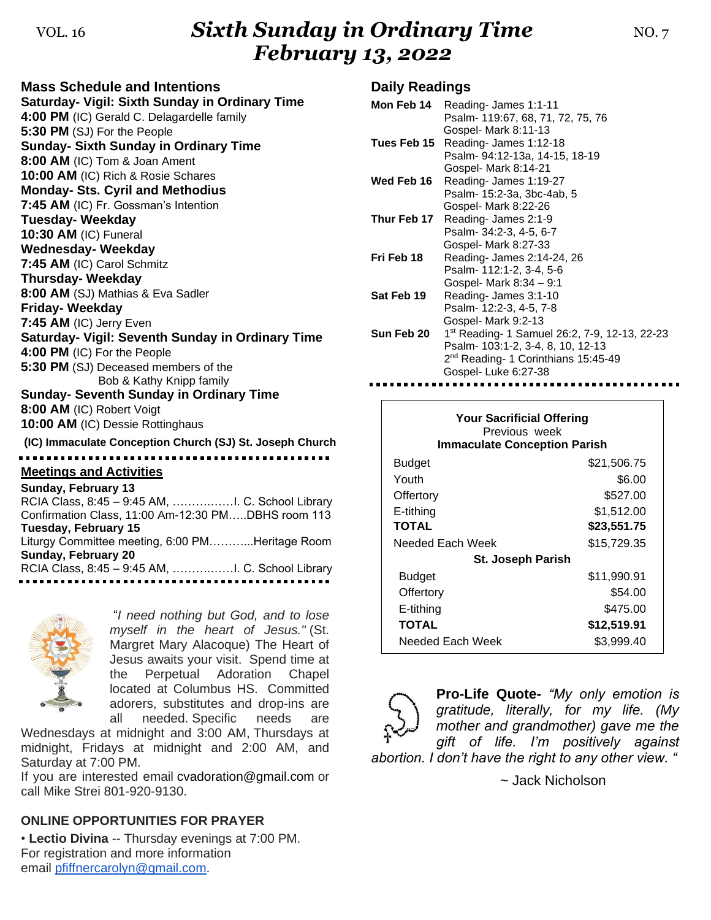# Sixth Sunday in Ordinary Time
# February 13, 2022

VOL. 16 NO. 7

## Mass Schedule and Intentions

**Saturday- Vigil: Sixth Sunday in Ordinary Time**
**4:00 PM** (IC) Gerald C. Delagardelle family
**5:30 PM** (SJ) For the People
**Sunday- Sixth Sunday in Ordinary Time**
**8:00 AM** (IC) Tom & Joan Ament
**10:00 AM** (IC) Rich & Rosie Schares
**Monday- Sts. Cyril and Methodius**
**7:45 AM** (IC) Fr. Gossman's Intention
**Tuesday- Weekday**
**10:30 AM** (IC) Funeral
**Wednesday- Weekday**
**7:45 AM** (IC) Carol Schmitz
**Thursday- Weekday**
**8:00 AM** (SJ) Mathias & Eva Sadler
**Friday- Weekday**
**7:45 AM** (IC) Jerry Even
**Saturday- Vigil: Seventh Sunday in Ordinary Time**
**4:00 PM** (IC) For the People
**5:30 PM** (SJ) Deceased members of the Bob & Kathy Knipp family
**Sunday- Seventh Sunday in Ordinary Time**
**8:00 AM** (IC) Robert Voigt
**10:00 AM** (IC) Dessie Rottinghaus

**(IC) Immaculate Conception Church (SJ) St. Joseph Church**

## Meetings and Activities

**Sunday, February 13**
RCIA Class, 8:45 – 9:45 AM, ……………I. C. School Library
Confirmation Class, 11:00 Am-12:30 PM…..DBHS room 113
**Tuesday, February 15**
Liturgy Committee meeting, 6:00 PM………...Heritage Room
**Sunday, February 20**
RCIA Class, 8:45 – 9:45 AM, ……………I. C. School Library

"*I need nothing but God, and to lose myself in the heart of Jesus."* (St. Margret Mary Alacoque) The Heart of Jesus awaits your visit. Spend time at the Perpetual Adoration Chapel located at Columbus HS. Committed adorers, substitutes and drop-ins are all needed. Specific needs are Wednesdays at midnight and 3:00 AM, Thursdays at midnight, Fridays at midnight and 2:00 AM, and Saturday at 7:00 PM.
If you are interested email cvadoration@gmail.com or call Mike Strei 801-920-9130.

## ONLINE OPPORTUNITIES FOR PRAYER

• **Lectio Divina** -- Thursday evenings at 7:00 PM. For registration and more information email pfiffnercarolyn@gmail.com.

## Daily Readings

**Mon Feb 14** Reading- James 1:1-11
Psalm- 119:67, 68, 71, 72, 75, 76
Gospel- Mark 8:11-13

**Tues Feb 15** Reading- James 1:12-18
Psalm- 94:12-13a, 14-15, 18-19
Gospel- Mark 8:14-21

**Wed Feb 16** Reading- James 1:19-27
Psalm- 15:2-3a, 3bc-4ab, 5
Gospel- Mark 8:22-26

**Thur Feb 17** Reading- James 2:1-9
Psalm- 34:2-3, 4-5, 6-7
Gospel- Mark 8:27-33

**Fri Feb 18** Reading- James 2:14-24, 26
Psalm- 112:1-2, 3-4, 5-6
Gospel- Mark 8:34 – 9:1

**Sat Feb 19** Reading- James 3:1-10
Psalm- 12:2-3, 4-5, 7-8
Gospel- Mark 9:2-13

**Sun Feb 20** 1st Reading- 1 Samuel 26:2, 7-9, 12-13, 22-23
Psalm- 103:1-2, 3-4, 8, 10, 12-13
2nd Reading- 1 Corinthians 15:45-49
Gospel- Luke 6:27-38

**Your Sacrificial Offering**
Previous week

| **Immaculate Conception Parish** | |
|---|---|
| Budget | $21,506.75 |
| Youth | $6.00 |
| Offertory | $527.00 |
| E-tithing | $1,512.00 |
| **TOTAL** | **$23,551.75** |
| Needed Each Week | $15,729.35 |
| **St. Joseph Parish** | |
| Budget | $11,990.91 |
| Offertory | $54.00 |
| E-tithing | $475.00 |
| **TOTAL** | **$12,519.91** |
| Needed Each Week | $3,999.40 |

**Pro-Life Quote-** *"My only emotion is gratitude, literally, for my life. (My mother and grandmother) gave me the gift of life. I'm positively against abortion. I don't have the right to any other view. "*

~ Jack Nicholson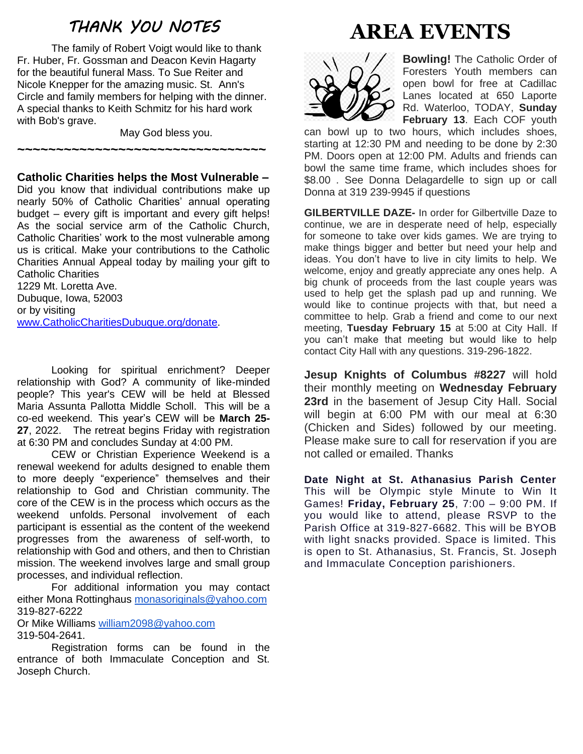# THANK YOU NOTES

The family of Robert Voigt would like to thank Fr. Huber, Fr. Gossman and Deacon Kevin Hagarty for the beautiful funeral Mass. To Sue Reiter and Nicole Knepper for the amazing music. St. Ann's Circle and family members for helping with the dinner. A special thanks to Keith Schmitz for his hard work with Bob's grave.

May God bless you.

~~~~~~~~~~~~~~~~~~~~~~~~~~~~~~~~~~

**Catholic Charities helps the Most Vulnerable –** Did you know that individual contributions make up nearly 50% of Catholic Charities' annual operating budget – every gift is important and every gift helps! As the social service arm of the Catholic Church, Catholic Charities' work to the most vulnerable among us is critical. Make your contributions to the Catholic Charities Annual Appeal today by mailing your gift to Catholic Charities
1229 Mt. Loretta Ave.
Dubuque, Iowa, 52003
or by visiting
www.CatholicCharitiesDubuque.org/donate.

Looking for spiritual enrichment? Deeper relationship with God? A community of like-minded people? This year's CEW will be held at Blessed Maria Assunta Pallotta Middle Scholl. This will be a co-ed weekend. This year's CEW will be **March 25-27**, 2022. The retreat begins Friday with registration at 6:30 PM and concludes Sunday at 4:00 PM.

CEW or Christian Experience Weekend is a renewal weekend for adults designed to enable them to more deeply "experience" themselves and their relationship to God and Christian community. The core of the CEW is in the process which occurs as the weekend unfolds. Personal involvement of each participant is essential as the content of the weekend progresses from the awareness of self-worth, to relationship with God and others, and then to Christian mission. The weekend involves large and small group processes, and individual reflection.

For additional information you may contact either Mona Rottinghaus monasoriginals@yahoo.com 319-827-6222
Or Mike Williams william2098@yahoo.com
319-504-2641.

Registration forms can be found in the entrance of both Immaculate Conception and St. Joseph Church.

# AREA EVENTS

**Bowling!** The Catholic Order of Foresters Youth members can open bowl for free at Cadillac Lanes located at 650 Laporte Rd. Waterloo, TODAY, **Sunday February 13**. Each COF youth can bowl up to two hours, which includes shoes, starting at 12:30 PM and needing to be done by 2:30 PM. Doors open at 12:00 PM. Adults and friends can bowl the same time frame, which includes shoes for $8.00 . See Donna Delagardelle to sign up or call Donna at 319 239-9945 if questions

**GILBERTVILLE DAZE-** In order for Gilbertville Daze to continue, we are in desperate need of help, especially for someone to take over kids games. We are trying to make things bigger and better but need your help and ideas. You don't have to live in city limits to help. We welcome, enjoy and greatly appreciate any ones help. A big chunk of proceeds from the last couple years was used to help get the splash pad up and running. We would like to continue projects with that, but need a committee to help. Grab a friend and come to our next meeting, **Tuesday February 15** at 5:00 at City Hall. If you can't make that meeting but would like to help contact City Hall with any questions. 319-296-1822.

**Jesup Knights of Columbus #8227** will hold their monthly meeting on **Wednesday February 23rd** in the basement of Jesup City Hall. Social will begin at 6:00 PM with our meal at 6:30 (Chicken and Sides) followed by our meeting. Please make sure to call for reservation if you are not called or emailed. Thanks

**Date Night at St. Athanasius Parish Center** This will be Olympic style Minute to Win It Games! **Friday, February 25**, 7:00 – 9:00 PM. If you would like to attend, please RSVP to the Parish Office at 319-827-6682. This will be BYOB with light snacks provided. Space is limited. This is open to St. Athanasius, St. Francis, St. Joseph and Immaculate Conception parishioners.